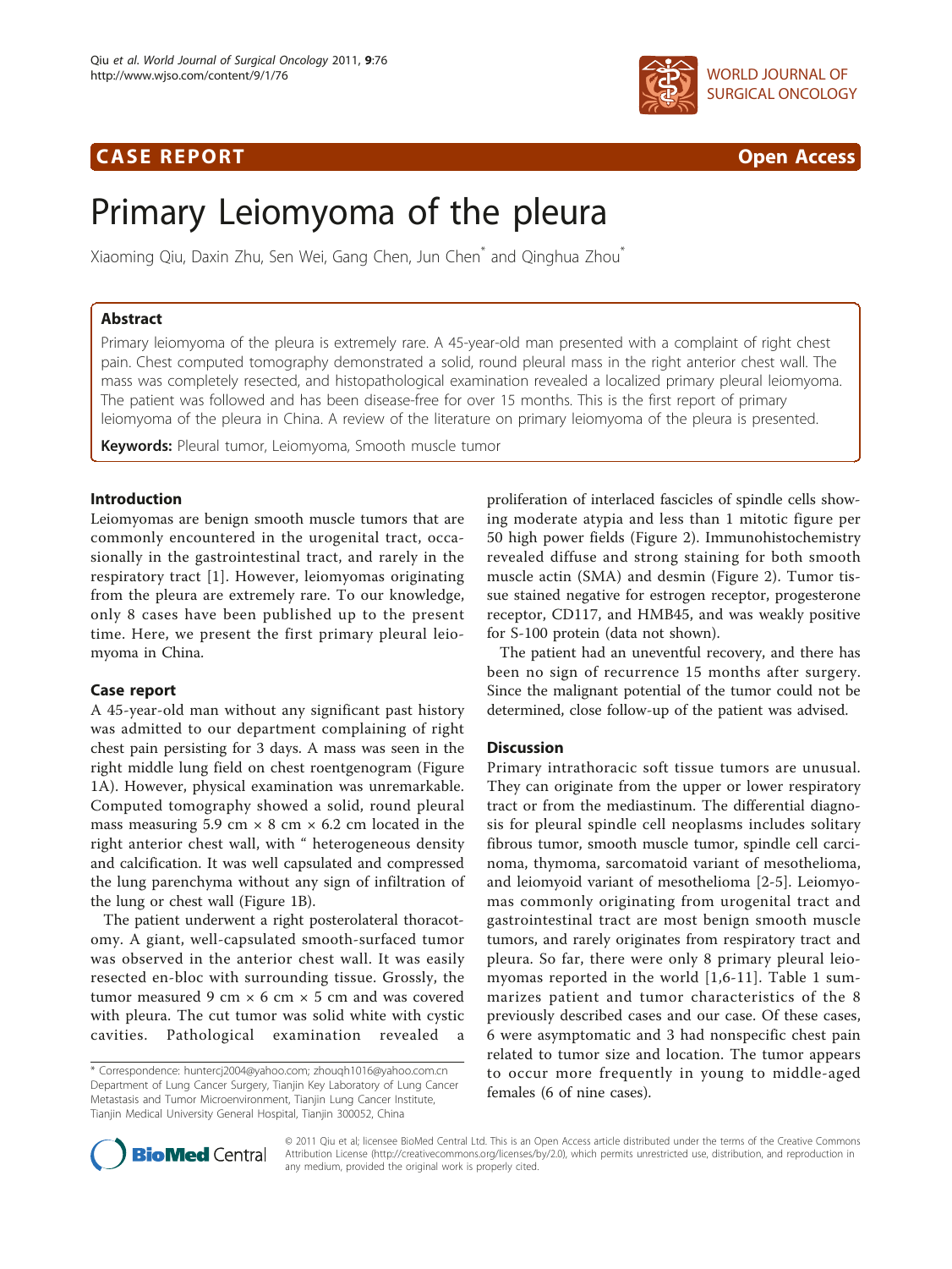**CASE REPORT** **Open Access**

# Primary Leiomyoma of the pleura

Xiaoming Qiu, Daxin Zhu, Sen Wei, Gang Chen, Jun Chen* and Qinghua Zhou*

## Abstract

Primary leiomyoma of the pleura is extremely rare. A 45-year-old man presented with a complaint of right chest pain. Chest computed tomography demonstrated a solid, round pleural mass in the right anterior chest wall. The mass was completely resected, and histopathological examination revealed a localized primary pleural leiomyoma. The patient was followed and has been disease-free for over 15 months. This is the first report of primary leiomyoma of the pleura in China. A review of the literature on primary leiomyoma of the pleura is presented.

**Keywords:** Pleural tumor, Leiomyoma, Smooth muscle tumor

## Introduction

Leiomyomas are benign smooth muscle tumors that are commonly encountered in the urogenital tract, occasionally in the gastrointestinal tract, and rarely in the respiratory tract [1]. However, leiomyomas originating from the pleura are extremely rare. To our knowledge, only 8 cases have been published up to the present time. Here, we present the first primary pleural leiomyoma in China.

## Case report

A 45-year-old man without any significant past history was admitted to our department complaining of right chest pain persisting for 3 days. A mass was seen in the right middle lung field on chest roentgenogram (Figure 1A). However, physical examination was unremarkable. Computed tomography showed a solid, round pleural mass measuring 5.9 cm × 8 cm × 6.2 cm located in the right anterior chest wall, with " heterogeneous density and calcification. It was well capsulated and compressed the lung parenchyma without any sign of infiltration of the lung or chest wall (Figure 1B).

The patient underwent a right posterolateral thoracotomy. A giant, well-capsulated smooth-surfaced tumor was observed in the anterior chest wall. It was easily resected en-bloc with surrounding tissue. Grossly, the tumor measured 9 cm × 6 cm × 5 cm and was covered with pleura. The cut tumor was solid white with cystic cavities. Pathological examination revealed a proliferation of interlaced fascicles of spindle cells showing moderate atypia and less than 1 mitotic figure per 50 high power fields (Figure 2). Immunohistochemistry revealed diffuse and strong staining for both smooth muscle actin (SMA) and desmin (Figure 2). Tumor tissue stained negative for estrogen receptor, progesterone receptor, CD117, and HMB45, and was weakly positive for S-100 protein (data not shown).

The patient had an uneventful recovery, and there has been no sign of recurrence 15 months after surgery. Since the malignant potential of the tumor could not be determined, close follow-up of the patient was advised.

## Discussion

Primary intrathoracic soft tissue tumors are unusual. They can originate from the upper or lower respiratory tract or from the mediastinum. The differential diagnosis for pleural spindle cell neoplasms includes solitary fibrous tumor, smooth muscle tumor, spindle cell carcinoma, thymoma, sarcomatoid variant of mesothelioma, and leiomyoid variant of mesothelioma [2-5]. Leiomyomas commonly originating from urogenital tract and gastrointestinal tract are most benign smooth muscle tumors, and rarely originates from respiratory tract and pleura. So far, there were only 8 primary pleural leiomyomas reported in the world [1,6-11]. Table 1 summarizes patient and tumor characteristics of the 8 previously described cases and our case. Of these cases, 6 were asymptomatic and 3 had nonspecific chest pain related to tumor size and location. The tumor appears to occur more frequently in young to middle-aged females (6 of nine cases).

\* Correspondence: huntercj2004@yahoo.com; zhouqh1016@yahoo.com.cn
Department of Lung Cancer Surgery, Tianjin Key Laboratory of Lung Cancer Metastasis and Tumor Microenvironment, Tianjin Lung Cancer Institute, Tianjin Medical University General Hospital, Tianjin 300052, China

© 2011 Qiu et al; licensee BioMed Central Ltd. This is an Open Access article distributed under the terms of the Creative Commons Attribution License (http://creativecommons.org/licenses/by/2.0), which permits unrestricted use, distribution, and reproduction in any medium, provided the original work is properly cited.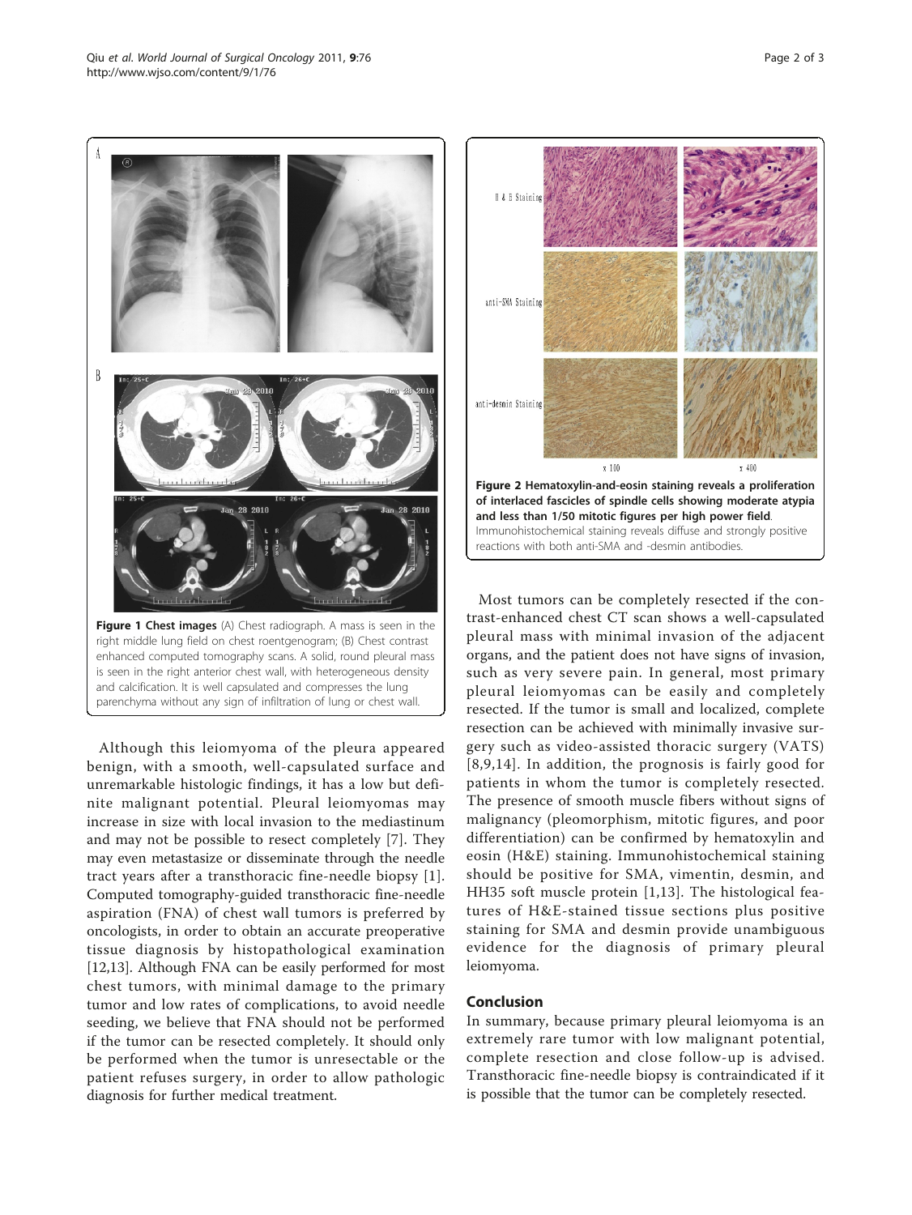**Figure 1 Chest images** (A) Chest radiograph. A mass is seen in the right middle lung field on chest roentgenogram; (B) Chest contrast enhanced computed tomography scans. A solid, round pleural mass is seen in the right anterior chest wall, with heterogeneous density and calcification. It is well capsulated and compresses the lung parenchyma without any sign of infiltration of lung or chest wall.

**Figure 2 Hematoxylin-and-eosin staining reveals a proliferation of interlaced fascicles of spindle cells showing moderate atypia and less than 1/50 mitotic figures per high power field**. Immunohistochemical staining reveals diffuse and strongly positive reactions with both anti-SMA and -desmin antibodies.

Although this leiomyoma of the pleura appeared benign, with a smooth, well-capsulated surface and unremarkable histologic findings, it has a low but definite malignant potential. Pleural leiomyomas may increase in size with local invasion to the mediastinum and may not be possible to resect completely [7]. They may even metastasize or disseminate through the needle tract years after a transthoracic fine-needle biopsy [1]. Computed tomography-guided transthoracic fine-needle aspiration (FNA) of chest wall tumors is preferred by oncologists, in order to obtain an accurate preoperative tissue diagnosis by histopathological examination [12,13]. Although FNA can be easily performed for most chest tumors, with minimal damage to the primary tumor and low rates of complications, to avoid needle seeding, we believe that FNA should not be performed if the tumor can be resected completely. It should only be performed when the tumor is unresectable or the patient refuses surgery, in order to allow pathologic diagnosis for further medical treatment.

Most tumors can be completely resected if the contrast-enhanced chest CT scan shows a well-capsulated pleural mass with minimal invasion of the adjacent organs, and the patient does not have signs of invasion, such as very severe pain. In general, most primary pleural leiomyomas can be easily and completely resected. If the tumor is small and localized, complete resection can be achieved with minimally invasive surgery such as video-assisted thoracic surgery (VATS) [8,9,14]. In addition, the prognosis is fairly good for patients in whom the tumor is completely resected. The presence of smooth muscle fibers without signs of malignancy (pleomorphism, mitotic figures, and poor differentiation) can be confirmed by hematoxylin and eosin (H&E) staining. Immunohistochemical staining should be positive for SMA, vimentin, desmin, and HH35 soft muscle protein [1,13]. The histological features of H&E-stained tissue sections plus positive staining for SMA and desmin provide unambiguous evidence for the diagnosis of primary pleural leiomyoma.

## Conclusion

In summary, because primary pleural leiomyoma is an extremely rare tumor with low malignant potential, complete resection and close follow-up is advised. Transthoracic fine-needle biopsy is contraindicated if it is possible that the tumor can be completely resected.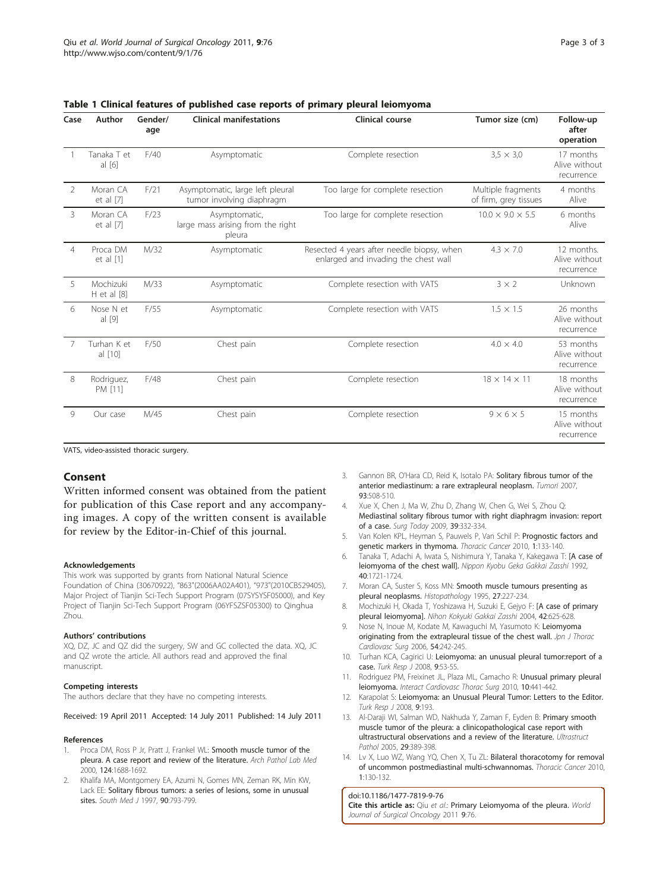**Table 1 Clinical features of published case reports of primary pleural leiomyoma**

| Case | Author | Gender/age | Clinical manifestations | Clinical course | Tumor size (cm) | Follow-up after operation |
|---|---|---|---|---|---|---|
| 1 | Tanaka T et al [6] | F/40 | Asymptomatic | Complete resection | 3,5 × 3,0 | 17 months Alive without recurrence |
| 2 | Moran CA et al [7] | F/21 | Asymptomatic, large left pleural tumor involving diaphragm | Too large for complete resection | Multiple fragments of firm, grey tissues | 4 months Alive |
| 3 | Moran CA et al [7] | F/23 | Asymptomatic, large mass arising from the right pleura | Too large for complete resection | 10.0 × 9.0 × 5.5 | 6 months Alive |
| 4 | Proca DM et al [1] | M/32 | Asymptomatic | Resected 4 years after needle biopsy, when enlarged and invading the chest wall | 4.3 × 7.0 | 12 months. Alive without recurrence |
| 5 | Mochizuki H et al [8] | M/33 | Asymptomatic | Complete resection with VATS | 3 × 2 | Unknown |
| 6 | Nose N et al [9] | F/55 | Asymptomatic | Complete resection with VATS | 1.5 × 1.5 | 26 months Alive without recurrence |
| 7 | Turhan K et al [10] | F/50 | Chest pain | Complete resection | 4.0 × 4.0 | 53 months Alive without recurrence |
| 8 | Rodriguez, PM [11] | F/48 | Chest pain | Complete resection | 18 × 14 × 11 | 18 months Alive without recurrence |
| 9 | Our case | M/45 | Chest pain | Complete resection | 9 × 6 × 5 | 15 months Alive without recurrence |

VATS, video-assisted thoracic surgery.

## Consent

Written informed consent was obtained from the patient for publication of this Case report and any accompanying images. A copy of the written consent is available for review by the Editor-in-Chief of this journal.

#### Acknowledgements

This work was supported by grants from National Natural Science Foundation of China (30670922), "863"(2006AA02A401), "973"(2010CB529405), Major Project of Tianjin Sci-Tech Support Program (07SYSYSF05000), and Key Project of Tianjin Sci-Tech Support Program (06YFSZSF05300) to Qinghua Zhou.

#### Authors' contributions

XQ, DZ, JC and QZ did the surgery, SW and GC collected the data. XQ, JC and QZ wrote the article. All authors read and approved the final manuscript.

#### Competing interests

The authors declare that they have no competing interests.

Received: 19 April 2011 Accepted: 14 July 2011 Published: 14 July 2011

#### References

1. Proca DM, Ross P Jr, Pratt J, Frankel WL: **Smooth muscle tumor of the pleura. A case report and review of the literature.** *Arch Pathol Lab Med* 2000, **124**:1688-1692.
2. Khalifa MA, Montgomery EA, Azumi N, Gomes MN, Zeman RK, Min KW, Lack EE: **Solitary fibrous tumors: a series of lesions, some in unusual sites.** *South Med J* 1997, **90**:793-799.
3. Gannon BR, O'Hara CD, Reid K, Isotalo PA: **Solitary fibrous tumor of the anterior mediastinum: a rare extrapleural neoplasm.** *Tumori* 2007, **93**:508-510.
4. Xue X, Chen J, Ma W, Zhu D, Zhang W, Chen G, Wei S, Zhou Q: **Mediastinal solitary fibrous tumor with right diaphragm invasion: report of a case.** *Surg Today* 2009, **39**:332-334.
5. Van Kolen KPL, Heyman S, Pauwels P, Van Schil P: **Prognostic factors and genetic markers in thymoma.** *Thoracic Cancer* 2010, **1**:133-140.
6. Tanaka T, Adachi A, Iwata S, Nishimura Y, Tanaka Y, Kakegawa T: **[A case of leiomyoma of the chest wall].** *Nippon Kyobu Geka Gakkai Zasshi* 1992, **40**:1721-1724.
7. Moran CA, Suster S, Koss MN: **Smooth muscle tumours presenting as pleural neoplasms.** *Histopathology* 1995, **27**:227-234.
8. Mochizuki H, Okada T, Yoshizawa H, Suzuki E, Gejyo F: **[A case of primary pleural leiomyoma].** *Nihon Kokyuki Gakkai Zasshi* 2004, **42**:625-628.
9. Nose N, Inoue M, Kodate M, Kawaguchi M, Yasumoto K: **Leiomyoma originating from the extrapleural tissue of the chest wall.** *Jpn J Thorac Cardiovasc Surg* 2006, **54**:242-245.
10. Turhan KCA, Cagirici U: **Leiomyoma: an unusual pleural tumor:report of a case.** *Turk Resp J* 2008, **9**:53-55.
11. Rodriguez PM, Freixinet JL, Plaza ML, Camacho R: **Unusual primary pleural leiomyoma.** *Interact Cardiovasc Thorac Surg* 2010, **10**:441-442.
12. Karapolat S: **Leiomyoma: an Unusual Pleural Tumor: Letters to the Editor.** *Turk Resp J* 2008, **9**:193.
13. Al-Daraji WI, Salman WD, Nakhuda Y, Zaman F, Eyden B: **Primary smooth muscle tumor of the pleura: a clinicopathological case report with ultrastructural observations and a review of the literature.** *Ultrastruct Pathol* 2005, **29**:389-398.
14. Lv X, Luo WZ, Wang YQ, Chen X, Tu ZL: **Bilateral thoracotomy for removal of uncommon postmediastinal multi-schwannomas.** *Thoracic Cancer* 2010, **1**:130-132.

doi:10.1186/1477-7819-9-76
**Cite this article as:** Qiu *et al.*: Primary Leiomyoma of the pleura. *World Journal of Surgical Oncology* 2011 **9**:76.